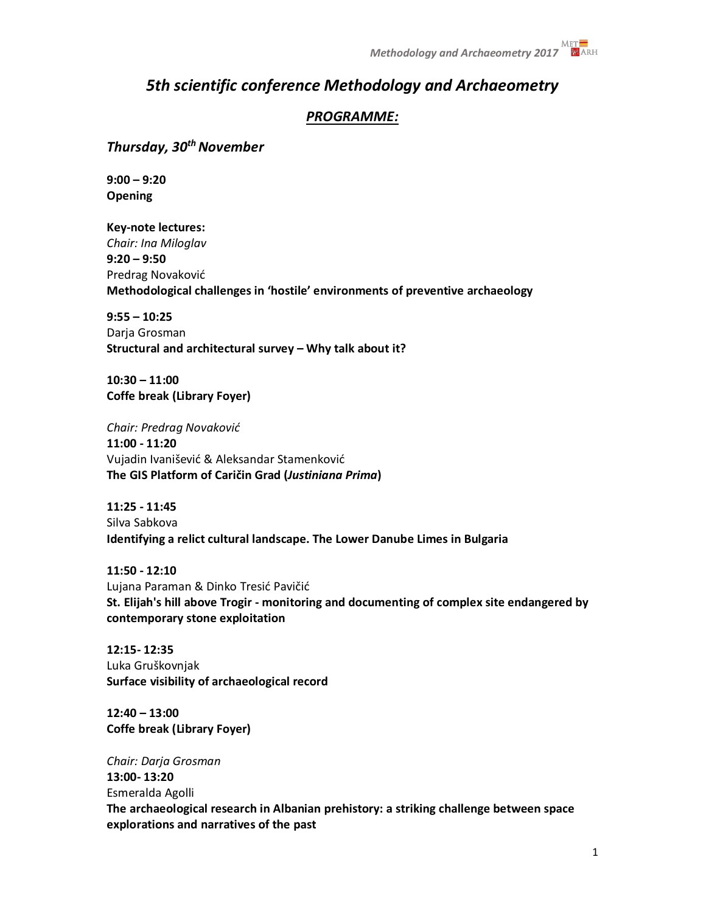# *5th scientific conference Methodology and Archaeometry*

## ***PROGRAMME:***

### *Thursday, 30th November*

**9:00 – 9:20**
**Opening**

**Key-note lectures:**
*Chair: Ina Miloglav*
**9:20 – 9:50**
Predrag Novaković
**Methodological challenges in 'hostile' environments of preventive archaeology**

**9:55 – 10:25**
Darja Grosman
**Structural and architectural survey – Why talk about it?**

**10:30 – 11:00**
**Coffe break (Library Foyer)**

*Chair: Predrag Novaković*
**11:00 - 11:20**
Vujadin Ivanišević & Aleksandar Stamenković
**The GIS Platform of Caričin Grad (*Justiniana Prima*)**

**11:25 - 11:45**
Silva Sabkova
**Identifying a relict cultural landscape. The Lower Danube Limes in Bulgaria**

**11:50 - 12:10**
Lujana Paraman & Dinko Tresić Pavičić
**St. Elijah's hill above Trogir - monitoring and documenting of complex site endangered by contemporary stone exploitation**

**12:15- 12:35**
Luka Gruškovnjak
**Surface visibility of archaeological record**

**12:40 – 13:00**
**Coffe break (Library Foyer)**

*Chair: Darja Grosman*
**13:00- 13:20**
Esmeralda Agolli
**The archaeological research in Albanian prehistory: a striking challenge between space explorations and narratives of the past**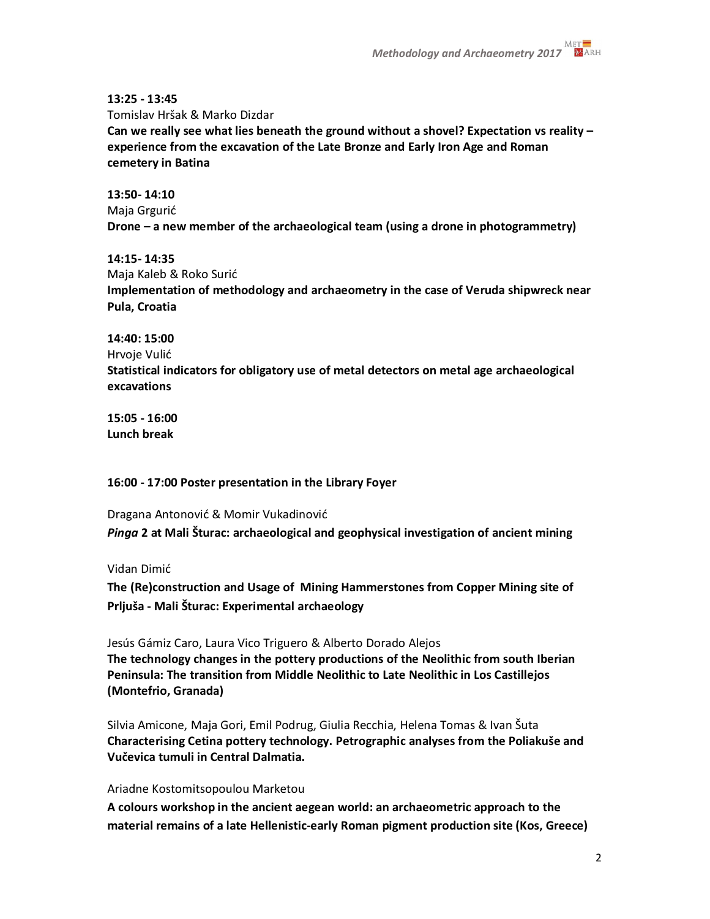**13:25 - 13:45**
Tomislav Hršak & Marko Dizdar
**Can we really see what lies beneath the ground without a shovel? Expectation vs reality – experience from the excavation of the Late Bronze and Early Iron Age and Roman cemetery in Batina**

**13:50- 14:10**
Maja Grgurić
**Drone – a new member of the archaeological team (using a drone in photogrammetry)**

**14:15- 14:35**
Maja Kaleb & Roko Surić
**Implementation of methodology and archaeometry in the case of Veruda shipwreck near Pula, Croatia**

**14:40: 15:00**
Hrvoje Vulić
**Statistical indicators for obligatory use of metal detectors on metal age archaeological excavations**

**15:05 - 16:00**
**Lunch break**

**16:00 - 17:00 Poster presentation in the Library Foyer**

Dragana Antonović & Momir Vukadinović
***Pinga* 2 at Mali Šturac: archaeological and geophysical investigation of ancient mining**

Vidan Dimić
**The (Re)construction and Usage of Mining Hammerstones from Copper Mining site of Prljuša - Mali Šturac: Experimental archaeology**

Jesús Gámiz Caro, Laura Vico Triguero & Alberto Dorado Alejos
**The technology changes in the pottery productions of the Neolithic from south Iberian Peninsula: The transition from Middle Neolithic to Late Neolithic in Los Castillejos (Montefrio, Granada)**

Silvia Amicone, Maja Gori, Emil Podrug, Giulia Recchia, Helena Tomas & Ivan Šuta
**Characterising Cetina pottery technology. Petrographic analyses from the Poliakuše and Vučevica tumuli in Central Dalmatia.**

Ariadne Kostomitsopoulou Marketou
**A colours workshop in the ancient aegean world: an archaeometric approach to the material remains of a late Hellenistic-early Roman pigment production site (Kos, Greece)**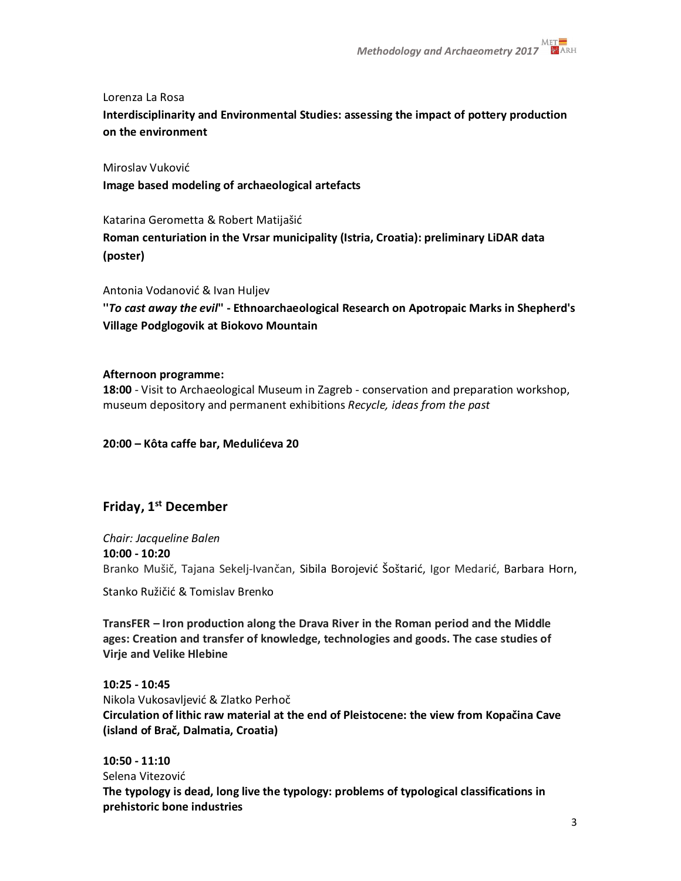Lorenza La Rosa

**Interdisciplinarity and Environmental Studies: assessing the impact of pottery production on the environment**

Miroslav Vuković

**Image based modeling of archaeological artefacts**

Katarina Gerometta & Robert Matijašić

**Roman centuriation in the Vrsar municipality (Istria, Croatia): preliminary LiDAR data (poster)**

Antonia Vodanović & Ivan Huljev

**"*To cast away the evil*" - Ethnoarchaeological Research on Apotropaic Marks in Shepherd's Village Podglogovik at Biokovo Mountain**

**Afternoon programme:**
**18:00** - Visit to Archaeological Museum in Zagreb - conservation and preparation workshop, museum depository and permanent exhibitions *Recycle, ideas from the past*

**20:00 – Kôta caffe bar, Medulićeva 20**

## Friday, 1st December

*Chair: Jacqueline Balen*
**10:00 - 10:20**
Branko Mušič, Tajana Sekelj-Ivančan, Sibila Borojević Šoštarić, Igor Medarić, Barbara Horn, Stanko Ružičić & Tomislav Brenko

**TransFER – Iron production along the Drava River in the Roman period and the Middle ages: Creation and transfer of knowledge, technologies and goods. The case studies of Virje and Velike Hlebine**

**10:25 - 10:45**
Nikola Vukosavljević & Zlatko Perhoč
**Circulation of lithic raw material at the end of Pleistocene: the view from Kopačina Cave (island of Brač, Dalmatia, Croatia)**

**10:50 - 11:10**
Selena Vitezović
**The typology is dead, long live the typology: problems of typological classifications in prehistoric bone industries**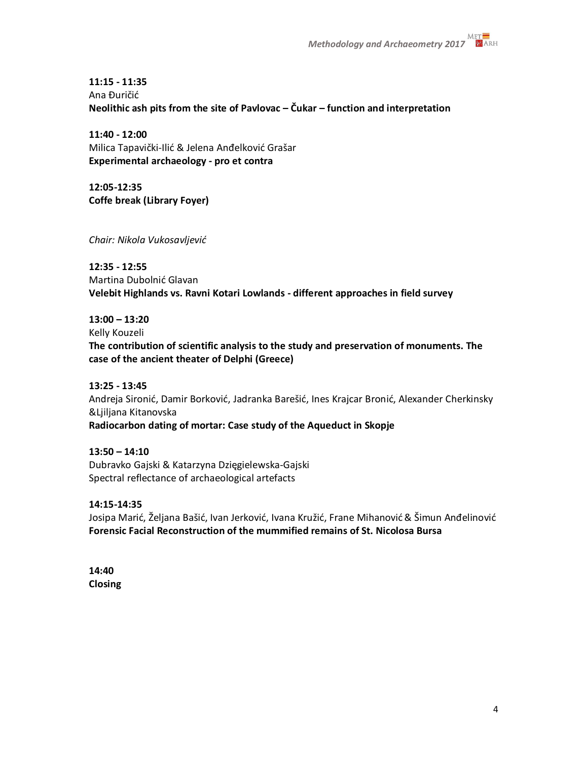**11:15 - 11:35**
Ana Đuričić
**Neolithic ash pits from the site of Pavlovac – Čukar – function and interpretation**

**11:40 - 12:00**
Milica Tapavički-Ilić & Jelena Anđelković Grašar
**Experimental archaeology - pro et contra**

**12:05-12:35**
**Coffe break (Library Foyer)**

*Chair: Nikola Vukosavljević*

**12:35 - 12:55**
Martina Dubolnić Glavan
**Velebit Highlands vs. Ravni Kotari Lowlands - different approaches in field survey**

**13:00 – 13:20**
Kelly Kouzeli
**The contribution of scientific analysis to the study and preservation of monuments. The case of the ancient theater of Delphi (Greece)**

**13:25 - 13:45**
Andreja Sironić, Damir Borković, Jadranka Barešić, Ines Krajcar Bronić, Alexander Cherkinsky &Ljiljana Kitanovska
**Radiocarbon dating of mortar: Case study of the Aqueduct in Skopje**

**13:50 – 14:10**
Dubravko Gajski & Katarzyna Dzięgielewska-Gajski
Spectral reflectance of archaeological artefacts

**14:15-14:35**
Josipa Marić, Željana Bašić, Ivan Jerković, Ivana Kružić, Frane Mihanović & Šimun Anđelinović
**Forensic Facial Reconstruction of the mummified remains of St. Nicolosa Bursa**

**14:40**
**Closing**